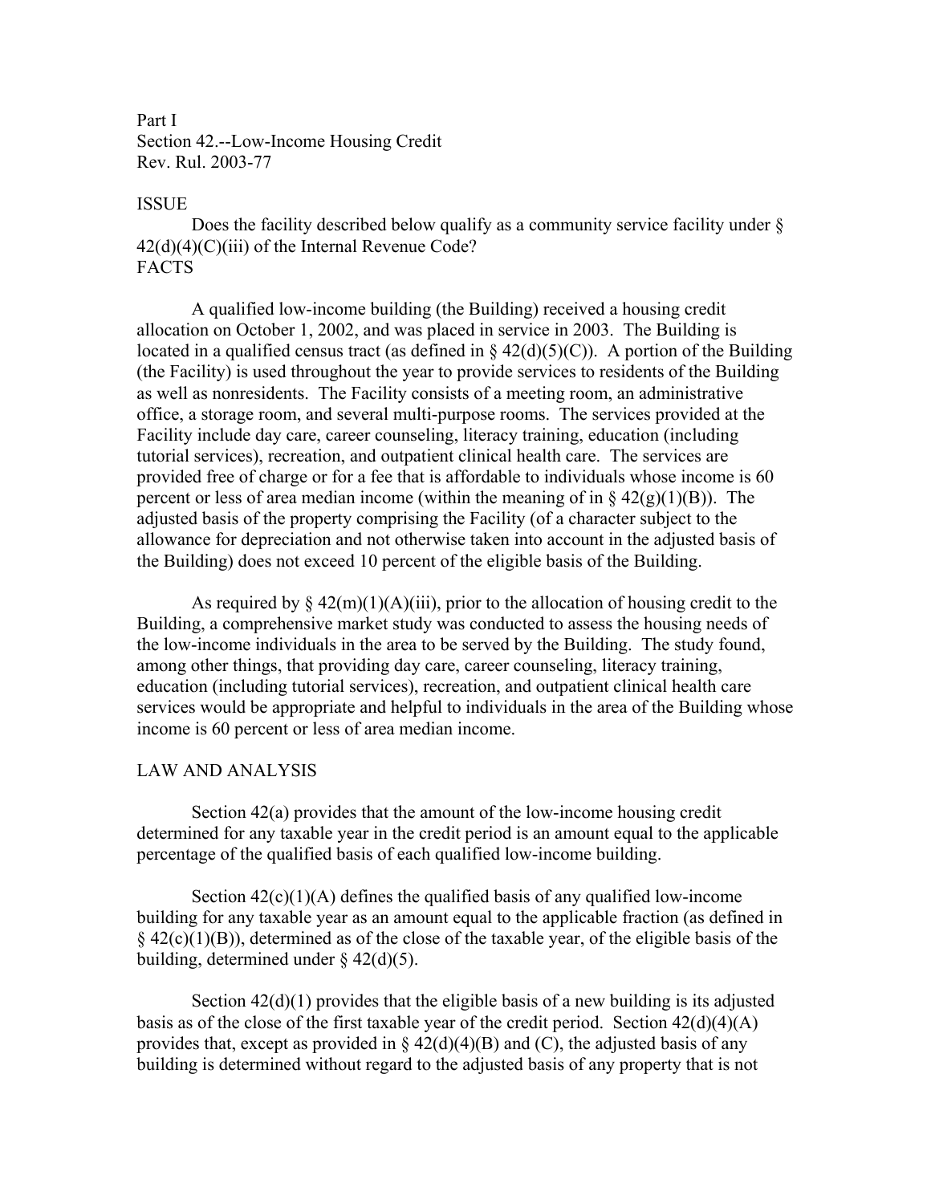Part I
Section 42.--Low-Income Housing Credit
Rev. Rul. 2003-77

ISSUE

Does the facility described below qualify as a community service facility under § 42(d)(4)(C)(iii) of the Internal Revenue Code?

FACTS

A qualified low-income building (the Building) received a housing credit allocation on October 1, 2002, and was placed in service in 2003. The Building is located in a qualified census tract (as defined in § 42(d)(5)(C)). A portion of the Building (the Facility) is used throughout the year to provide services to residents of the Building as well as nonresidents. The Facility consists of a meeting room, an administrative office, a storage room, and several multi-purpose rooms. The services provided at the Facility include day care, career counseling, literacy training, education (including tutorial services), recreation, and outpatient clinical health care. The services are provided free of charge or for a fee that is affordable to individuals whose income is 60 percent or less of area median income (within the meaning of in § 42(g)(1)(B)). The adjusted basis of the property comprising the Facility (of a character subject to the allowance for depreciation and not otherwise taken into account in the adjusted basis of the Building) does not exceed 10 percent of the eligible basis of the Building.

As required by § 42(m)(1)(A)(iii), prior to the allocation of housing credit to the Building, a comprehensive market study was conducted to assess the housing needs of the low-income individuals in the area to be served by the Building. The study found, among other things, that providing day care, career counseling, literacy training, education (including tutorial services), recreation, and outpatient clinical health care services would be appropriate and helpful to individuals in the area of the Building whose income is 60 percent or less of area median income.

LAW AND ANALYSIS

Section 42(a) provides that the amount of the low-income housing credit determined for any taxable year in the credit period is an amount equal to the applicable percentage of the qualified basis of each qualified low-income building.

Section 42(c)(1)(A) defines the qualified basis of any qualified low-income building for any taxable year as an amount equal to the applicable fraction (as defined in § 42(c)(1)(B)), determined as of the close of the taxable year, of the eligible basis of the building, determined under § 42(d)(5).

Section 42(d)(1) provides that the eligible basis of a new building is its adjusted basis as of the close of the first taxable year of the credit period. Section 42(d)(4)(A) provides that, except as provided in § 42(d)(4)(B) and (C), the adjusted basis of any building is determined without regard to the adjusted basis of any property that is not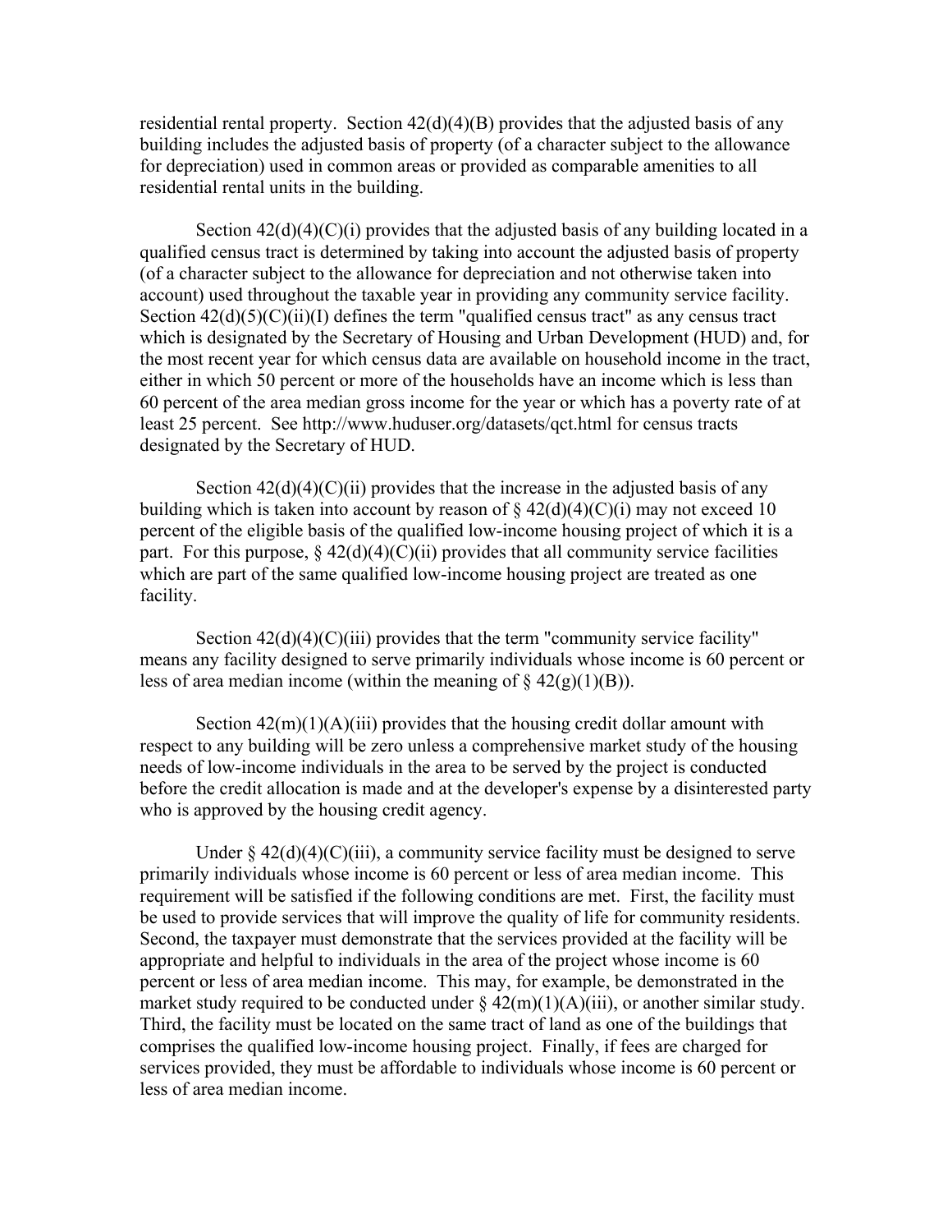residential rental property. Section 42(d)(4)(B) provides that the adjusted basis of any building includes the adjusted basis of property (of a character subject to the allowance for depreciation) used in common areas or provided as comparable amenities to all residential rental units in the building.

Section 42(d)(4)(C)(i) provides that the adjusted basis of any building located in a qualified census tract is determined by taking into account the adjusted basis of property (of a character subject to the allowance for depreciation and not otherwise taken into account) used throughout the taxable year in providing any community service facility. Section 42(d)(5)(C)(ii)(I) defines the term "qualified census tract" as any census tract which is designated by the Secretary of Housing and Urban Development (HUD) and, for the most recent year for which census data are available on household income in the tract, either in which 50 percent or more of the households have an income which is less than 60 percent of the area median gross income for the year or which has a poverty rate of at least 25 percent. See http://www.huduser.org/datasets/qct.html for census tracts designated by the Secretary of HUD.

Section 42(d)(4)(C)(ii) provides that the increase in the adjusted basis of any building which is taken into account by reason of § 42(d)(4)(C)(i) may not exceed 10 percent of the eligible basis of the qualified low-income housing project of which it is a part. For this purpose, § 42(d)(4)(C)(ii) provides that all community service facilities which are part of the same qualified low-income housing project are treated as one facility.

Section 42(d)(4)(C)(iii) provides that the term "community service facility" means any facility designed to serve primarily individuals whose income is 60 percent or less of area median income (within the meaning of § 42(g)(1)(B)).

Section 42(m)(1)(A)(iii) provides that the housing credit dollar amount with respect to any building will be zero unless a comprehensive market study of the housing needs of low-income individuals in the area to be served by the project is conducted before the credit allocation is made and at the developer's expense by a disinterested party who is approved by the housing credit agency.

Under § 42(d)(4)(C)(iii), a community service facility must be designed to serve primarily individuals whose income is 60 percent or less of area median income. This requirement will be satisfied if the following conditions are met. First, the facility must be used to provide services that will improve the quality of life for community residents. Second, the taxpayer must demonstrate that the services provided at the facility will be appropriate and helpful to individuals in the area of the project whose income is 60 percent or less of area median income. This may, for example, be demonstrated in the market study required to be conducted under § 42(m)(1)(A)(iii), or another similar study. Third, the facility must be located on the same tract of land as one of the buildings that comprises the qualified low-income housing project. Finally, if fees are charged for services provided, they must be affordable to individuals whose income is 60 percent or less of area median income.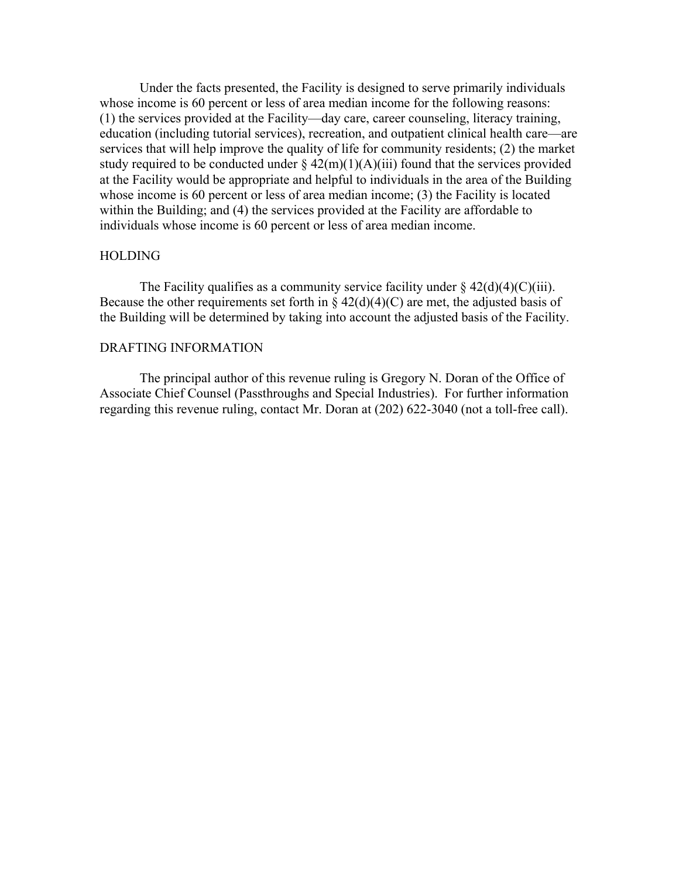Under the facts presented, the Facility is designed to serve primarily individuals whose income is 60 percent or less of area median income for the following reasons: (1) the services provided at the Facility—day care, career counseling, literacy training, education (including tutorial services), recreation, and outpatient clinical health care—are services that will help improve the quality of life for community residents; (2) the market study required to be conducted under § 42(m)(1)(A)(iii) found that the services provided at the Facility would be appropriate and helpful to individuals in the area of the Building whose income is 60 percent or less of area median income; (3) the Facility is located within the Building; and (4) the services provided at the Facility are affordable to individuals whose income is 60 percent or less of area median income.

## HOLDING

The Facility qualifies as a community service facility under § 42(d)(4)(C)(iii). Because the other requirements set forth in § 42(d)(4)(C) are met, the adjusted basis of the Building will be determined by taking into account the adjusted basis of the Facility.

## DRAFTING INFORMATION

The principal author of this revenue ruling is Gregory N. Doran of the Office of Associate Chief Counsel (Passthroughs and Special Industries). For further information regarding this revenue ruling, contact Mr. Doran at (202) 622-3040 (not a toll-free call).